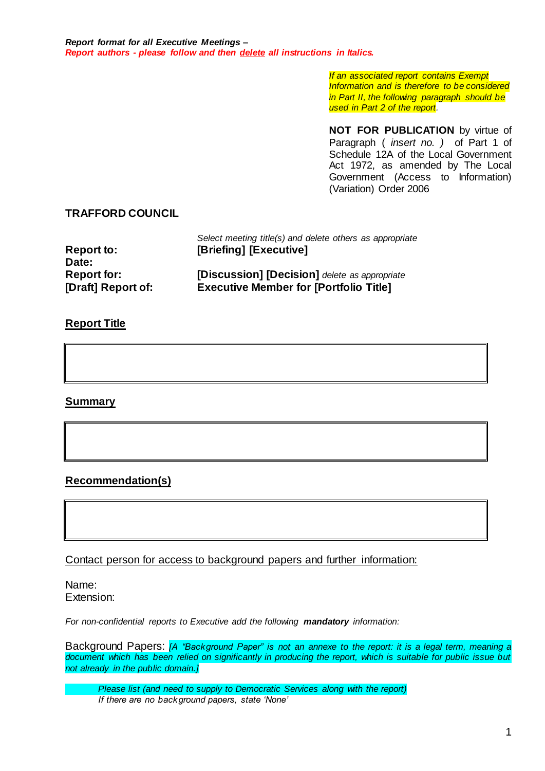***Report format for all Executive Meetings –***
***Report authors - please follow and then delete all instructions in Italics.***

*If an associated report contains Exempt Information and is therefore to be considered in Part II, the following paragraph should be used in Part 2 of the report.*

**NOT FOR PUBLICATION** by virtue of Paragraph ( *insert no.* ) of Part 1 of Schedule 12A of the Local Government Act 1972, as amended by The Local Government (Access to Information) (Variation) Order 2006

**TRAFFORD COUNCIL**

| | |
|---|---|
| | *Select meeting title(s) and delete others as appropriate* |
| **Report to:** | **[Briefing] [Executive]** |
| **Date:** | |
| **Report for:** | **[Discussion] [Decision]** *delete as appropriate* |
| **[Draft] Report of:** | **Executive Member for [Portfolio Title]** |

**Report Title**

**Summary**

**Recommendation(s)**

Contact person for access to background papers and further information:

Name:
Extension:

*For non-confidential reports to Executive add the following* ***mandatory*** *information:*

Background Papers: *[A "Background Paper" is not an annexe to the report: it is a legal term, meaning a document which has been relied on significantly in producing the report, which is suitable for public issue but not already in the public domain.]*

*Please list (and need to supply to Democratic Services along with the report)*
*If there are no background papers, state 'None'*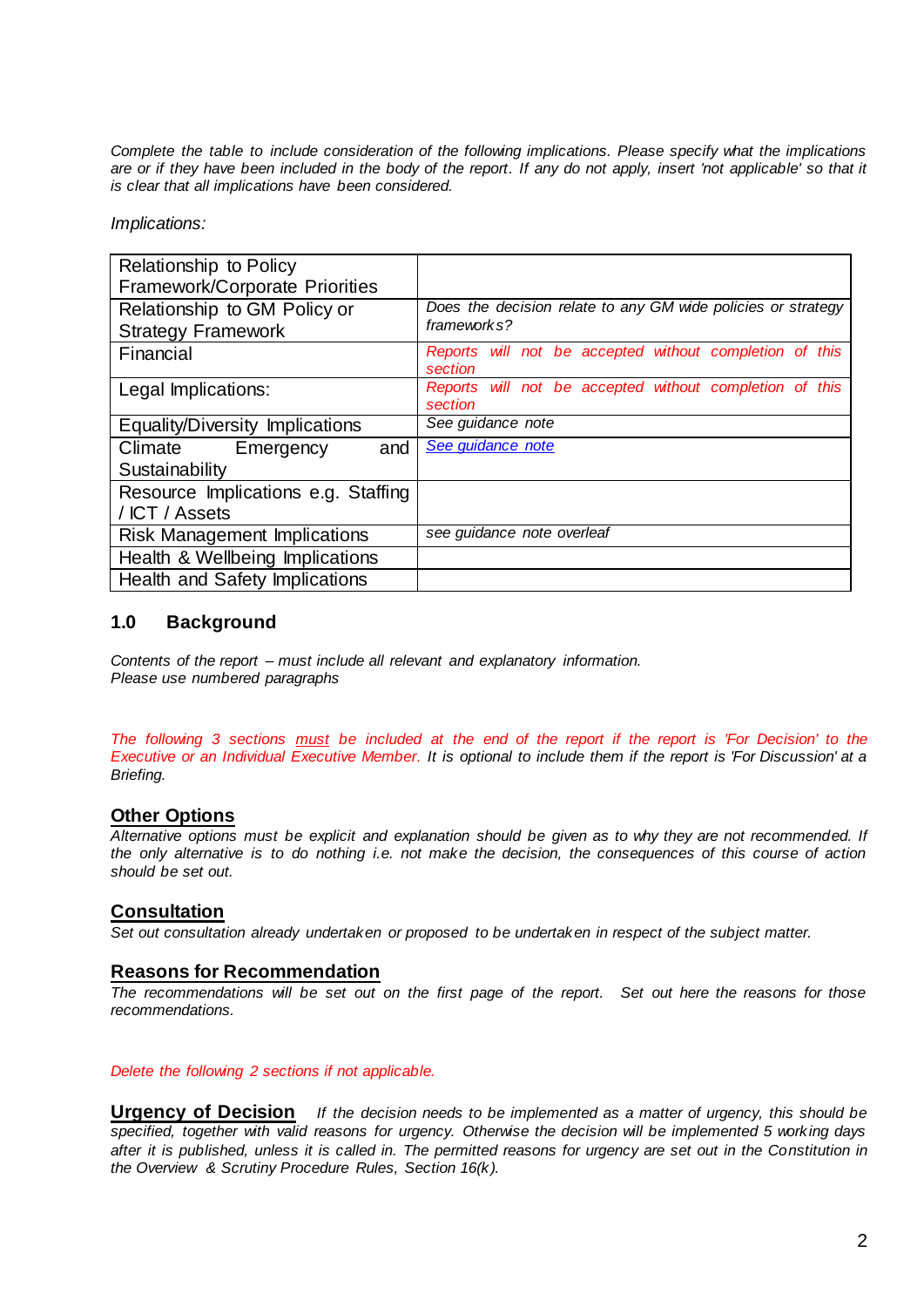*Complete the table to include consideration of the following implications. Please specify what the implications are or if they have been included in the body of the report. If any do not apply, insert 'not applicable' so that it is clear that all implications have been considered.*

*Implications:*

| | |
|---|---|
| Relationship to Policy Framework/Corporate Priorities | |
| Relationship to GM Policy or Strategy Framework | *Does the decision relate to any GM wide policies or strategy frameworks?* |
| Financial | *Reports will not be accepted without completion of this section* |
| Legal Implications: | *Reports will not be accepted without completion of this section* |
| Equality/Diversity Implications | *See guidance note* |
| Climate Emergency and Sustainability | *See guidance note* |
| Resource Implications e.g. Staffing / ICT / Assets | |
| Risk Management Implications | *see guidance note overleaf* |
| Health & Wellbeing Implications | |
| Health and Safety Implications | |

## 1.0 Background

*Contents of the report – must include all relevant and explanatory information.*
*Please use numbered paragraphs*

*The following 3 sections must be included at the end of the report if the report is 'For Decision' to the Executive or an Individual Executive Member. It is optional to include them if the report is 'For Discussion' at a Briefing.*

### Other Options

*Alternative options must be explicit and explanation should be given as to why they are not recommended. If the only alternative is to do nothing i.e. not make the decision, the consequences of this course of action should be set out.*

### Consultation

*Set out consultation already undertaken or proposed to be undertaken in respect of the subject matter.*

### Reasons for Recommendation

*The recommendations will be set out on the first page of the report. Set out here the reasons for those recommendations.*

*Delete the following 2 sections if not applicable.*

**Urgency of Decision** *If the decision needs to be implemented as a matter of urgency, this should be specified, together with valid reasons for urgency. Otherwise the decision will be implemented 5 working days after it is published, unless it is called in. The permitted reasons for urgency are set out in the Constitution in the Overview & Scrutiny Procedure Rules, Section 16(k).*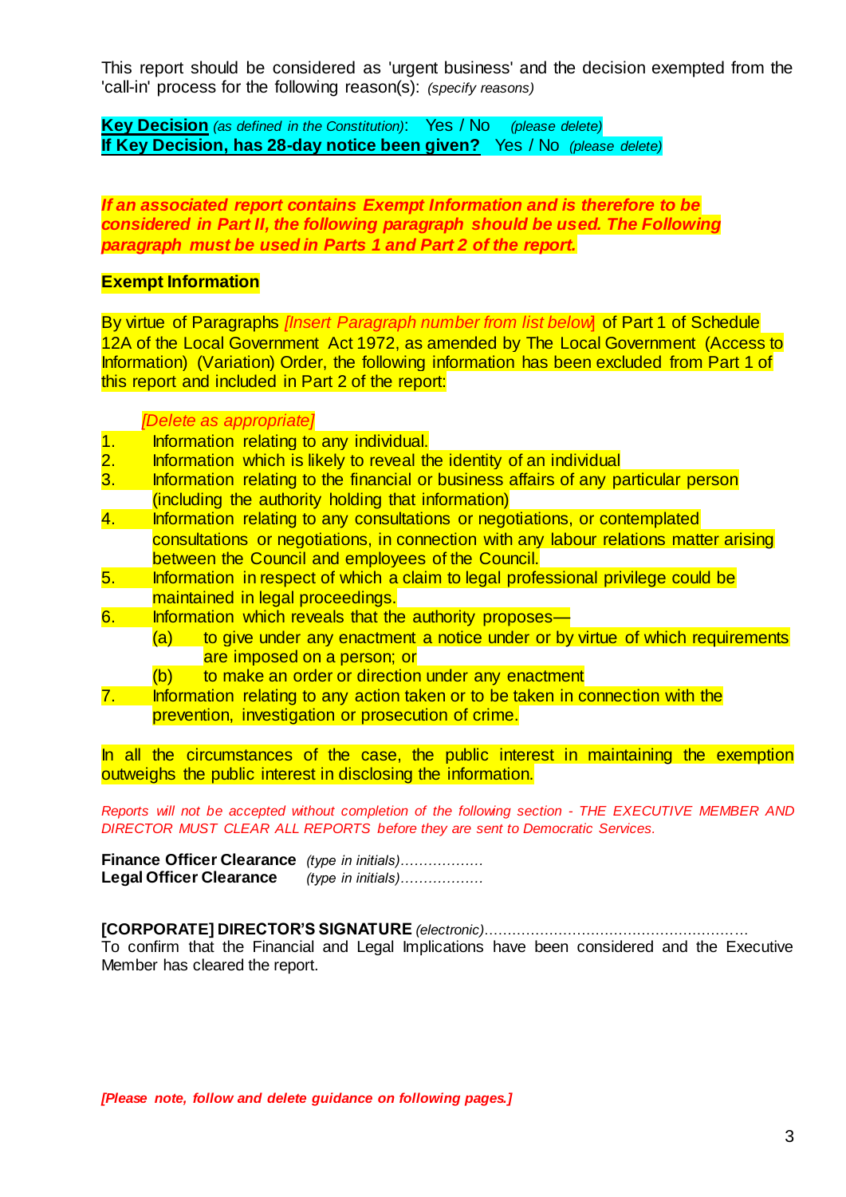This report should be considered as 'urgent business' and the decision exempted from the 'call-in' process for the following reason(s): *(specify reasons)*

**Key Decision** *(as defined in the Constitution)*: Yes / No *(please delete)*
**If Key Decision, has 28-day notice been given?** Yes / No *(please delete)*

***If an associated report contains Exempt Information and is therefore to be considered in Part II, the following paragraph should be used. The Following paragraph must be used in Parts 1 and Part 2 of the report.***

**Exempt Information**

By virtue of Paragraphs *[Insert Paragraph number from list below]* of Part 1 of Schedule 12A of the Local Government Act 1972, as amended by The Local Government (Access to Information) (Variation) Order, the following information has been excluded from Part 1 of this report and included in Part 2 of the report:

*[Delete as appropriate]*

1. Information relating to any individual.
2. Information which is likely to reveal the identity of an individual
3. Information relating to the financial or business affairs of any particular person (including the authority holding that information)
4. Information relating to any consultations or negotiations, or contemplated consultations or negotiations, in connection with any labour relations matter arising between the Council and employees of the Council.
5. Information in respect of which a claim to legal professional privilege could be maintained in legal proceedings.
6. Information which reveals that the authority proposes—
   (a) to give under any enactment a notice under or by virtue of which requirements are imposed on a person; or
   (b) to make an order or direction under any enactment
7. Information relating to any action taken or to be taken in connection with the prevention, investigation or prosecution of crime.

In all the circumstances of the case, the public interest in maintaining the exemption outweighs the public interest in disclosing the information.

*Reports will not be accepted without completion of the following section - THE EXECUTIVE MEMBER AND DIRECTOR MUST CLEAR ALL REPORTS before they are sent to Democratic Services.*

**Finance Officer Clearance** *(type in initials)*………………
**Legal Officer Clearance** *(type in initials)*………………

**[CORPORATE] DIRECTOR'S SIGNATURE** *(electronic)*…………………………………………………
To confirm that the Financial and Legal Implications have been considered and the Executive Member has cleared the report.

***[Please note, follow and delete guidance on following pages.]***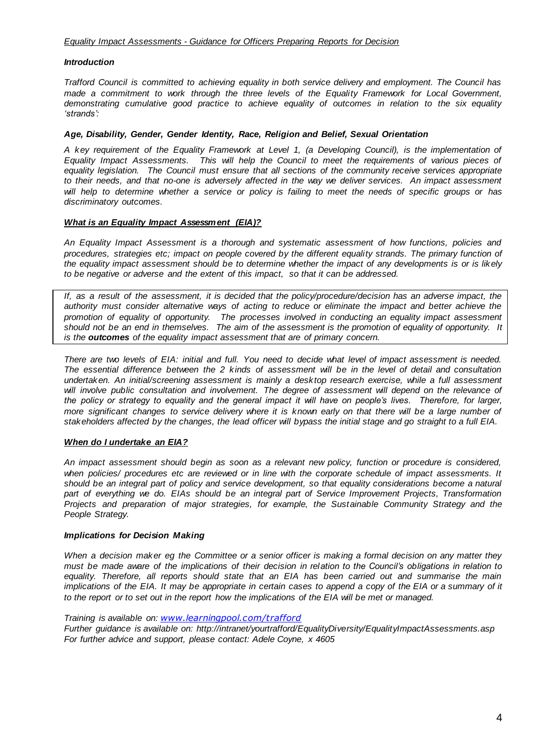*Equality Impact Assessments - Guidance for Officers Preparing Reports for Decision*

***Introduction***

*Trafford Council is committed to achieving equality in both service delivery and employment. The Council has made a commitment to work through the three levels of the Equality Framework for Local Government, demonstrating cumulative good practice to achieve equality of outcomes in relation to the six equality 'strands':*

***Age, Disability, Gender, Gender Identity, Race, Religion and Belief, Sexual Orientation***

*A key requirement of the Equality Framework at Level 1, (a Developing Council), is the implementation of Equality Impact Assessments. This will help the Council to meet the requirements of various pieces of equality legislation. The Council must ensure that all sections of the community receive services appropriate to their needs, and that no-one is adversely affected in the way we deliver services. An impact assessment will help to determine whether a service or policy is failing to meet the needs of specific groups or has discriminatory outcomes.*

***What is an Equality Impact Assessment (EIA)?***

*An Equality Impact Assessment is a thorough and systematic assessment of how functions, policies and procedures, strategies etc; impact on people covered by the different equality strands. The primary function of the equality impact assessment should be to determine whether the impact of any developments is or is likely to be negative or adverse and the extent of this impact, so that it can be addressed.*

*If, as a result of the assessment, it is decided that the policy/procedure/decision has an adverse impact, the authority must consider alternative ways of acting to reduce or eliminate the impact and better achieve the promotion of equality of opportunity. The processes involved in conducting an equality impact assessment should not be an end in themselves. The aim of the assessment is the promotion of equality of opportunity. It is the* ***outcomes*** *of the equality impact assessment that are of primary concern.*

*There are two levels of EIA: initial and full. You need to decide what level of impact assessment is needed. The essential difference between the 2 kinds of assessment will be in the level of detail and consultation undertaken. An initial/screening assessment is mainly a desktop research exercise, while a full assessment will involve public consultation and involvement. The degree of assessment will depend on the relevance of the policy or strategy to equality and the general impact it will have on people's lives. Therefore, for larger, more significant changes to service delivery where it is known early on that there will be a large number of stakeholders affected by the changes, the lead officer will bypass the initial stage and go straight to a full EIA.*

***When do I undertake an EIA?***

*An impact assessment should begin as soon as a relevant new policy, function or procedure is considered, when policies/ procedures etc are reviewed or in line with the corporate schedule of impact assessments. It should be an integral part of policy and service development, so that equality considerations become a natural part of everything we do. EIAs should be an integral part of Service Improvement Projects, Transformation Projects and preparation of major strategies, for example, the Sustainable Community Strategy and the People Strategy.*

***Implications for Decision Making***

*When a decision maker eg the Committee or a senior officer is making a formal decision on any matter they must be made aware of the implications of their decision in relation to the Council's obligations in relation to equality. Therefore, all reports should state that an EIA has been carried out and summarise the main implications of the EIA. It may be appropriate in certain cases to append a copy of the EIA or a summary of it to the report or to set out in the report how the implications of the EIA will be met or managed.*

*Training is available on: www.learningpool.com/trafford*
*Further guidance is available on: http://intranet/yourtrafford/EqualityDiversity/EqualityImpactAssessments.asp*
*For further advice and support, please contact: Adele Coyne, x 4605*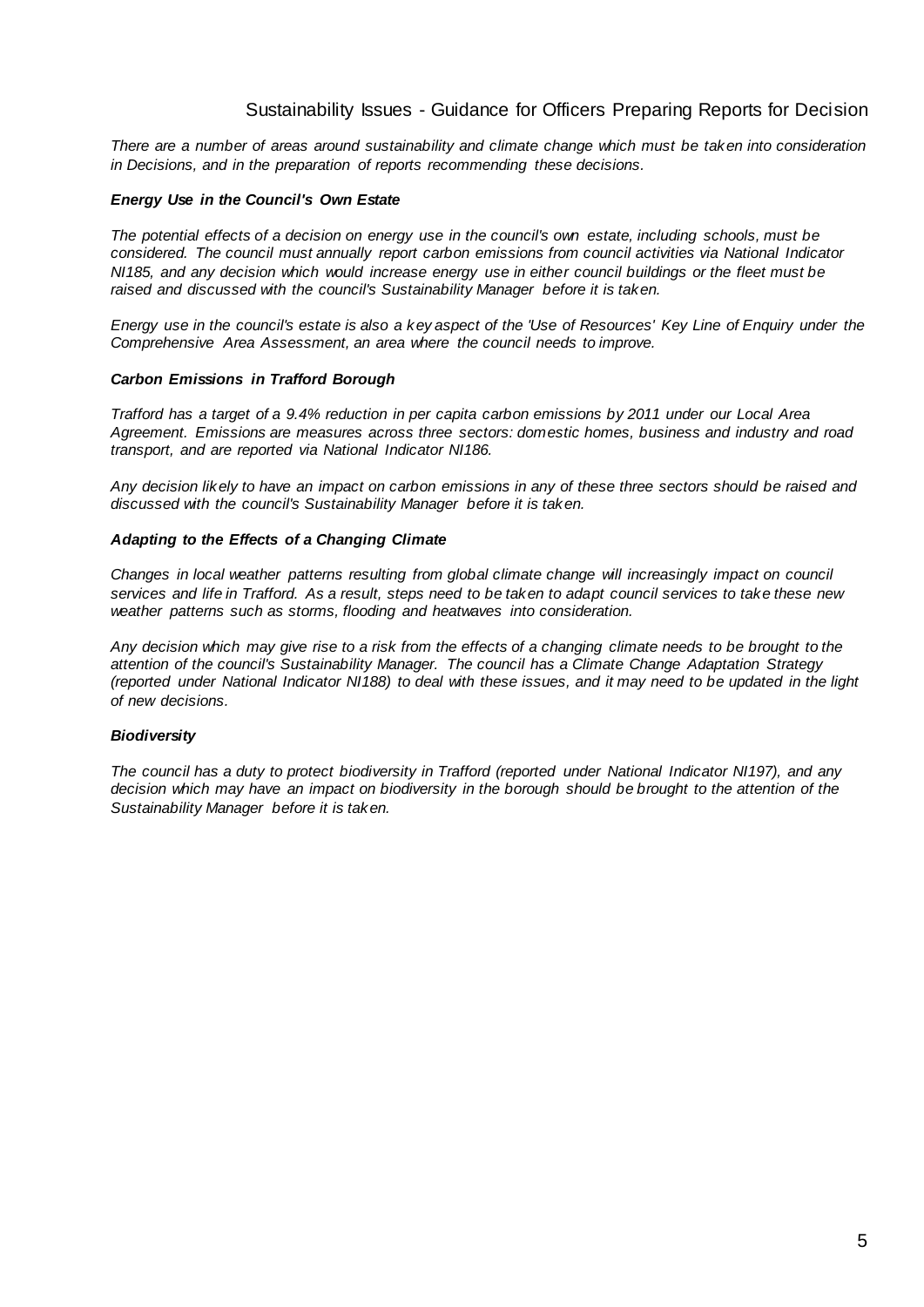# Sustainability Issues - Guidance for Officers Preparing Reports for Decision

*There are a number of areas around sustainability and climate change which must be taken into consideration in Decisions, and in the preparation of reports recommending these decisions.*

### *Energy Use in the Council's Own Estate*

*The potential effects of a decision on energy use in the council's own estate, including schools, must be considered. The council must annually report carbon emissions from council activities via National Indicator NI185, and any decision which would increase energy use in either council buildings or the fleet must be raised and discussed with the council's Sustainability Manager before it is taken.*

*Energy use in the council's estate is also a key aspect of the 'Use of Resources' Key Line of Enquiry under the Comprehensive Area Assessment, an area where the council needs to improve.*

### *Carbon Emissions in Trafford Borough*

*Trafford has a target of a 9.4% reduction in per capita carbon emissions by 2011 under our Local Area Agreement. Emissions are measures across three sectors: domestic homes, business and industry and road transport, and are reported via National Indicator NI186.*

*Any decision likely to have an impact on carbon emissions in any of these three sectors should be raised and discussed with the council's Sustainability Manager before it is taken.*

### *Adapting to the Effects of a Changing Climate*

*Changes in local weather patterns resulting from global climate change will increasingly impact on council services and life in Trafford. As a result, steps need to be taken to adapt council services to take these new weather patterns such as storms, flooding and heatwaves into consideration.*

*Any decision which may give rise to a risk from the effects of a changing climate needs to be brought to the attention of the council's Sustainability Manager. The council has a Climate Change Adaptation Strategy (reported under National Indicator NI188) to deal with these issues, and it may need to be updated in the light of new decisions.*

### *Biodiversity*

*The council has a duty to protect biodiversity in Trafford (reported under National Indicator NI197), and any decision which may have an impact on biodiversity in the borough should be brought to the attention of the Sustainability Manager before it is taken.*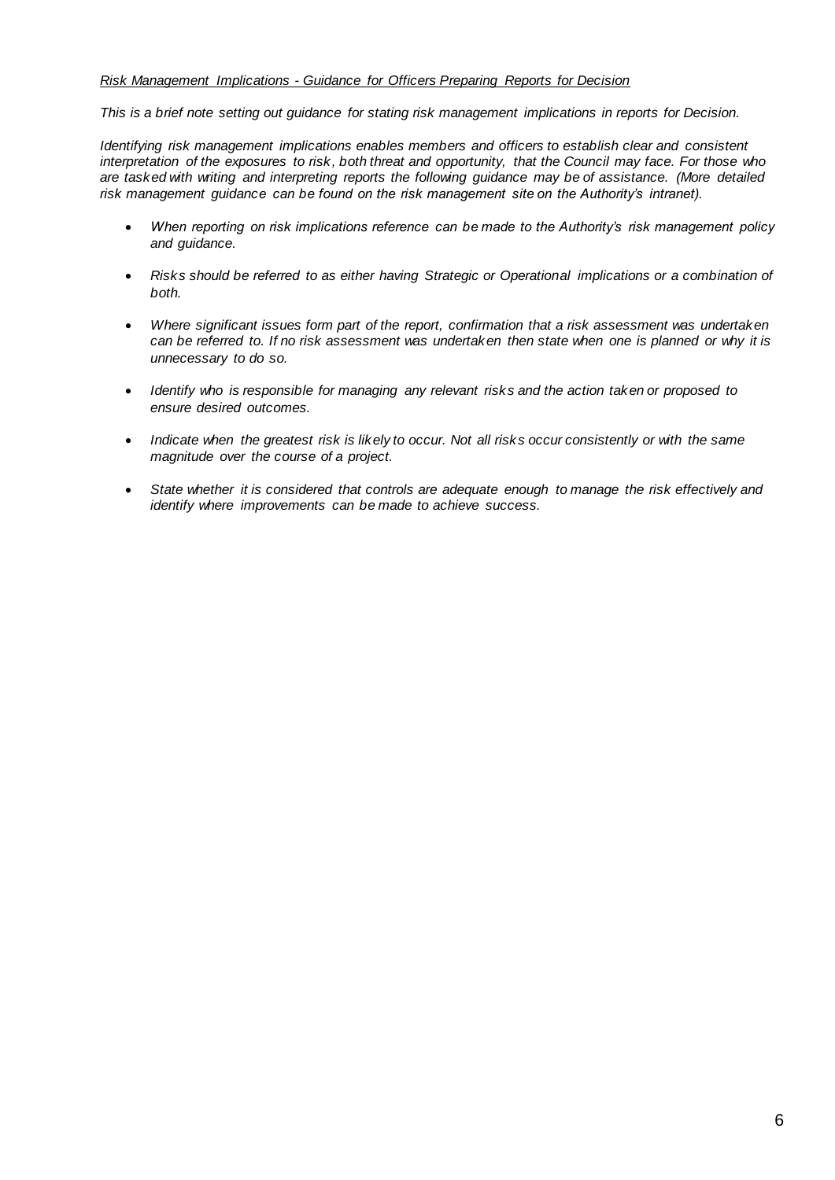*Risk Management Implications - Guidance for Officers Preparing Reports for Decision*

*This is a brief note setting out guidance for stating risk management implications in reports for Decision.*

*Identifying risk management implications enables members and officers to establish clear and consistent interpretation of the exposures to risk, both threat and opportunity, that the Council may face. For those who are tasked with writing and interpreting reports the following guidance may be of assistance. (More detailed risk management guidance can be found on the risk management site on the Authority's intranet).*

- *When reporting on risk implications reference can be made to the Authority's risk management policy and guidance.*
- *Risks should be referred to as either having Strategic or Operational implications or a combination of both.*
- *Where significant issues form part of the report, confirmation that a risk assessment was undertaken can be referred to. If no risk assessment was undertaken then state when one is planned or why it is unnecessary to do so.*
- *Identify who is responsible for managing any relevant risks and the action taken or proposed to ensure desired outcomes.*
- *Indicate when the greatest risk is likely to occur. Not all risks occur consistently or with the same magnitude over the course of a project.*
- *State whether it is considered that controls are adequate enough to manage the risk effectively and identify where improvements can be made to achieve success.*